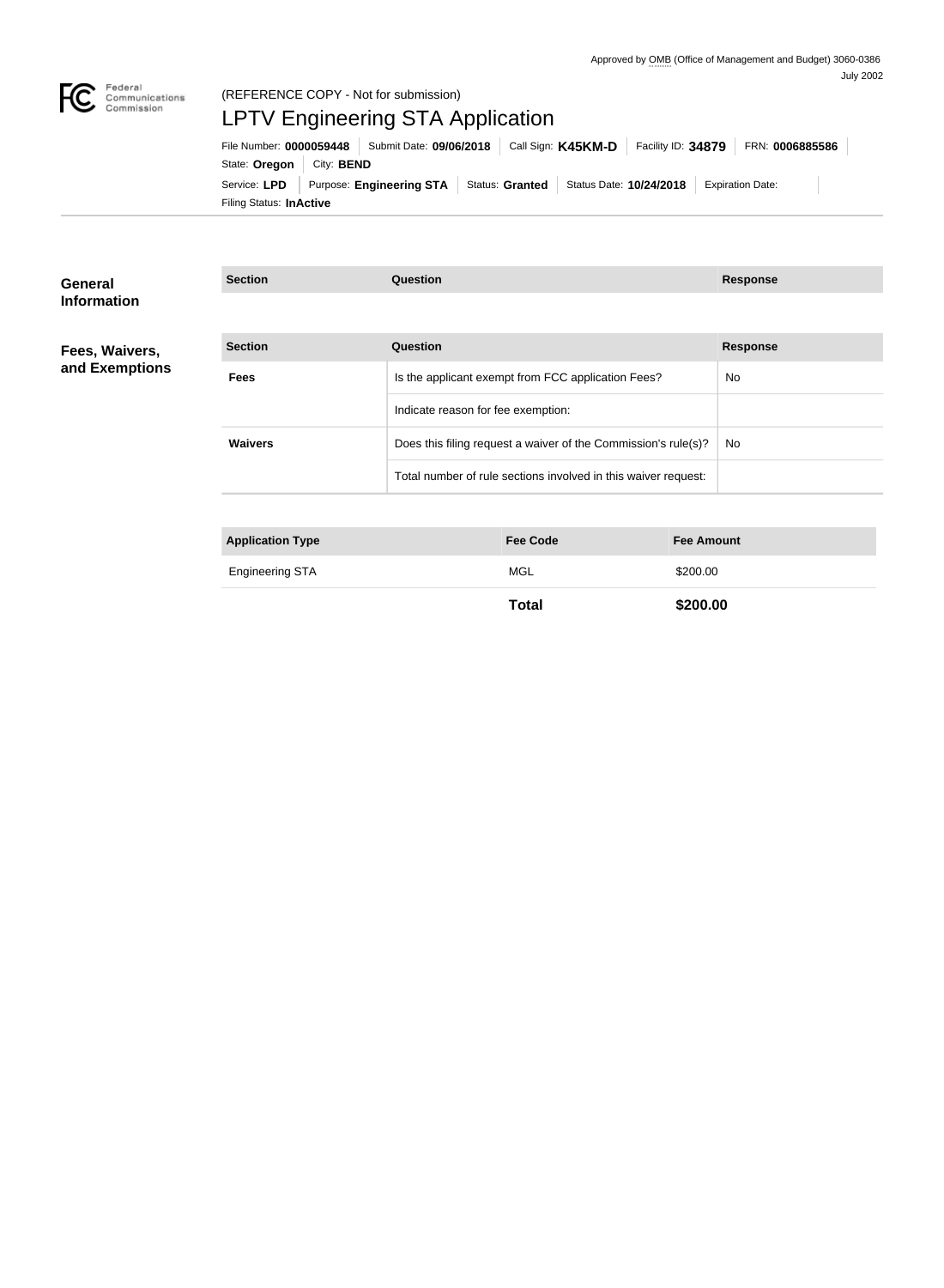Approved by OMB (Office of Management and Budget) 3060-0386
July 2002

Federal Communications Commission

(REFERENCE COPY - Not for submission)

# LPTV Engineering STA Application

File Number: **0000059448** | Submit Date: **09/06/2018** | Call Sign: **K45KM-D** | Facility ID: **34879** | FRN: **0006885586**

State: **Oregon** | City: **BEND**

Service: **LPD** | Purpose: **Engineering STA** | Status: **Granted** | Status Date: **10/24/2018** | Expiration Date:

Filing Status: **InActive**

## General Information

| Section | Question | Response |
| --- | --- | --- |

## Fees, Waivers, and Exemptions

| Section | Question | Response |
| --- | --- | --- |
| Fees | Is the applicant exempt from FCC application Fees? | No |
| | Indicate reason for fee exemption: | |
| Waivers | Does this filing request a waiver of the Commission's rule(s)? | No |
| | Total number of rule sections involved in this waiver request: | |

| Application Type | Fee Code | Fee Amount |
| --- | --- | --- |
| Engineering STA | MGL | $200.00 |
| | **Total** | **$200.00** |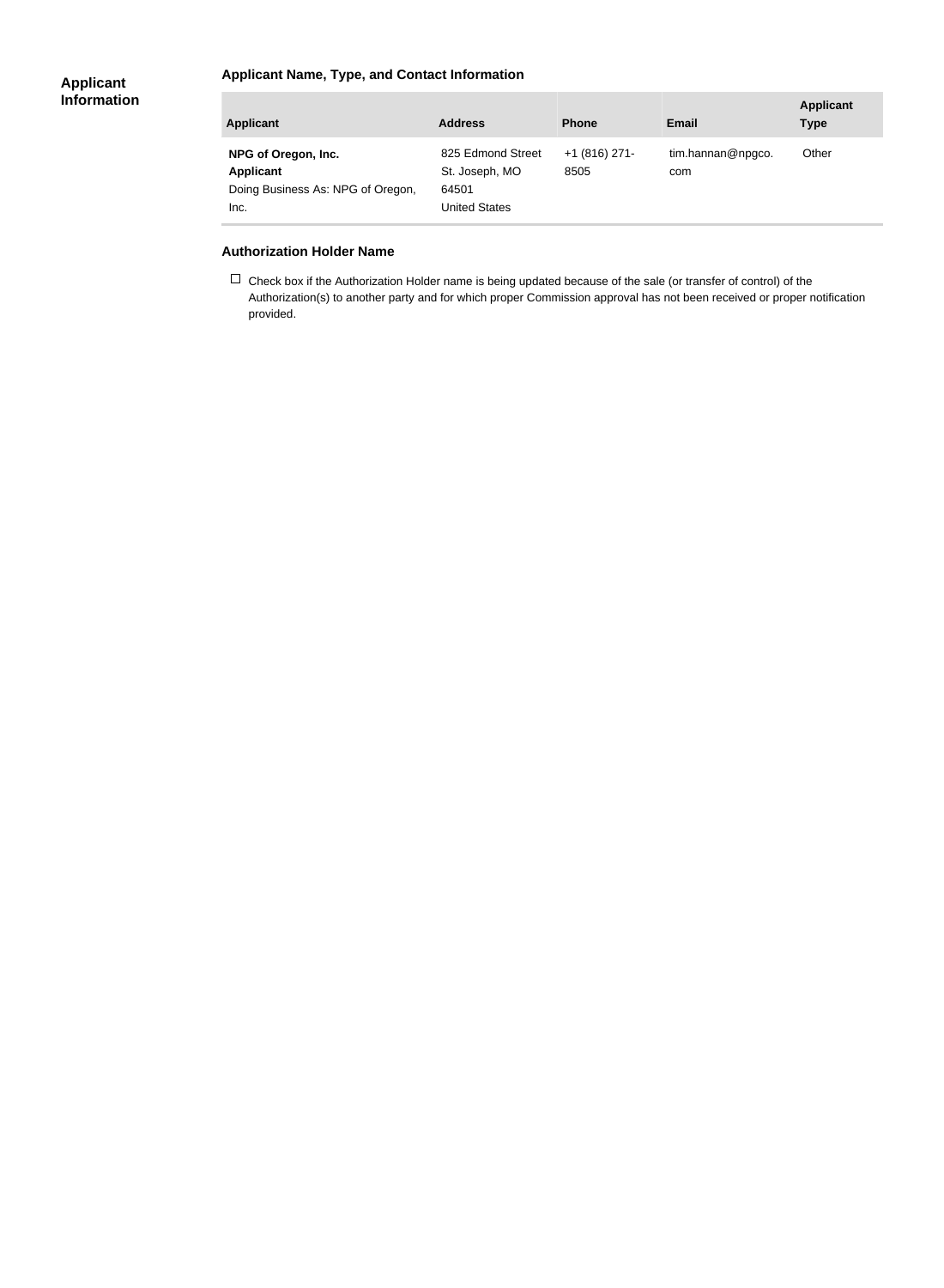## Applicant Information

### Applicant Name, Type, and Contact Information

| Applicant | Address | Phone | Email | Applicant Type |
|---|---|---|---|---|
| **NPG of Oregon, Inc.**<br>**Applicant**<br>Doing Business As: NPG of Oregon, Inc. | 825 Edmond Street<br>St. Joseph, MO<br>64501<br>United States | +1 (816) 271-8505 | tim.hannan@npgco.com | Other |

### Authorization Holder Name

☐ Check box if the Authorization Holder name is being updated because of the sale (or transfer of control) of the Authorization(s) to another party and for which proper Commission approval has not been received or proper notification provided.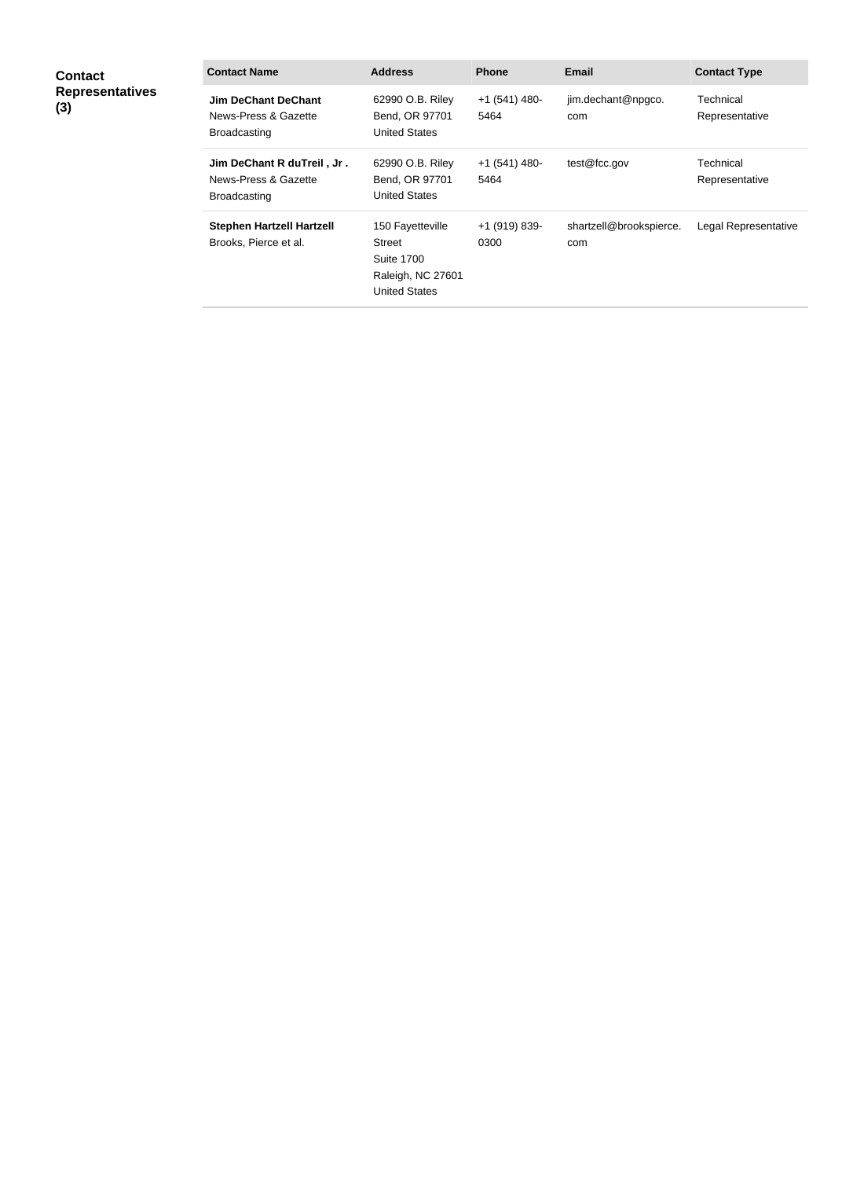**Contact Representatives (3)**

| Contact Name | Address | Phone | Email | Contact Type |
|---|---|---|---|---|
| **Jim DeChant DeChant** News-Press & Gazette Broadcasting | 62990 O.B. Riley Bend, OR 97701 United States | +1 (541) 480-5464 | jim.dechant@npgco.com | Technical Representative |
| **Jim DeChant R duTreil , Jr .** News-Press & Gazette Broadcasting | 62990 O.B. Riley Bend, OR 97701 United States | +1 (541) 480-5464 | test@fcc.gov | Technical Representative |
| **Stephen Hartzell Hartzell** Brooks, Pierce et al. | 150 Fayetteville Street Suite 1700 Raleigh, NC 27601 United States | +1 (919) 839-0300 | shartzell@brookspierce.com | Legal Representative |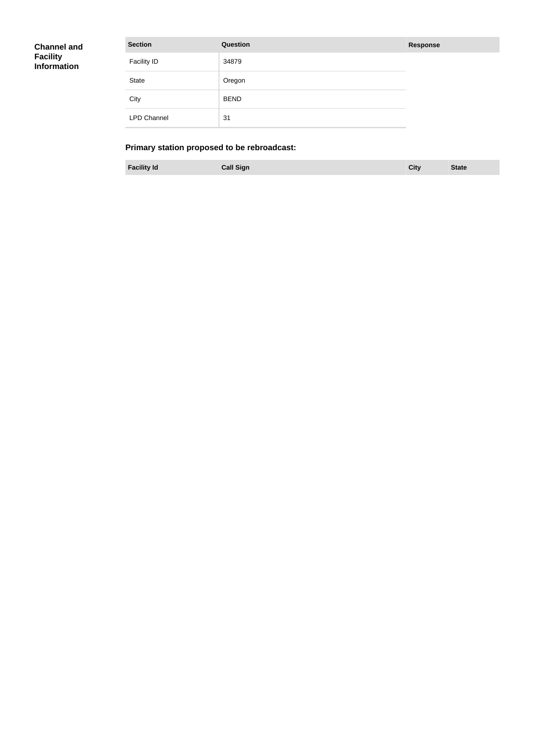**Channel and Facility Information**

| Section | Question | Response |
| --- | --- | --- |
| Facility ID | 34879 | |
| State | Oregon | |
| City | BEND | |
| LPD Channel | 31 | |

### Primary station proposed to be rebroadcast:

| Facility Id | Call Sign | City | State |
| --- | --- | --- | --- |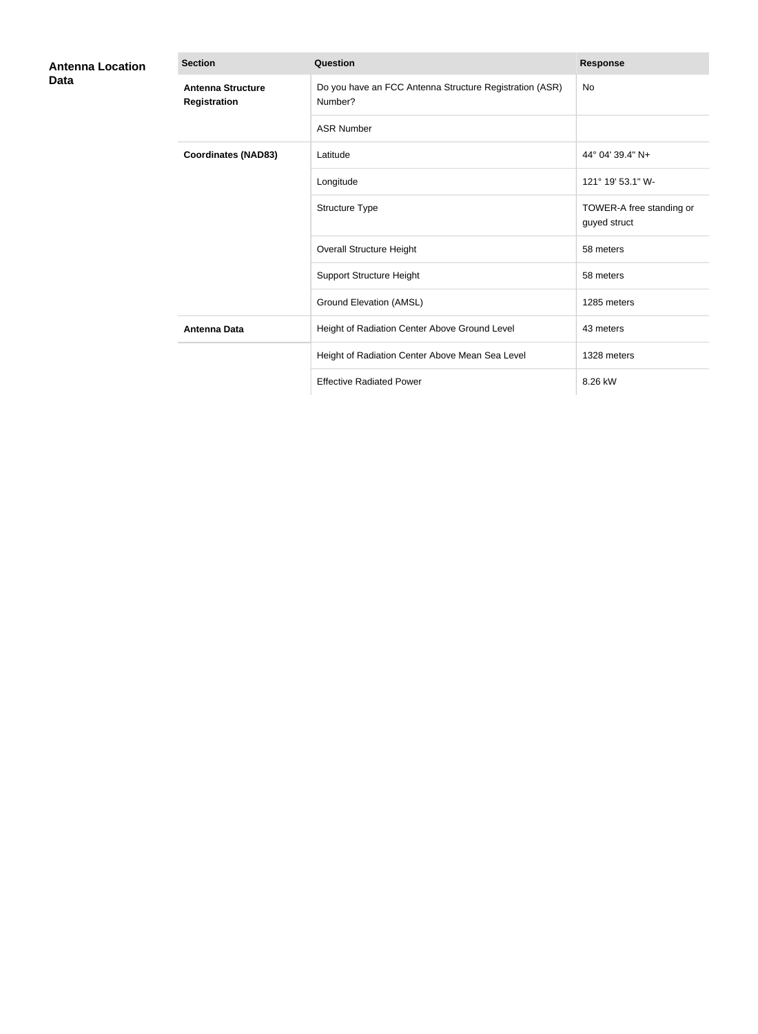**Antenna Location Data**

| Section | Question | Response |
| --- | --- | --- |
| **Antenna Structure Registration** | Do you have an FCC Antenna Structure Registration (ASR) Number? | No |
| | ASR Number | |
| **Coordinates (NAD83)** | Latitude | 44° 04' 39.4" N+ |
| | Longitude | 121° 19' 53.1" W- |
| | Structure Type | TOWER-A free standing or guyed struct |
| | Overall Structure Height | 58 meters |
| | Support Structure Height | 58 meters |
| | Ground Elevation (AMSL) | 1285 meters |
| **Antenna Data** | Height of Radiation Center Above Ground Level | 43 meters |
| | Height of Radiation Center Above Mean Sea Level | 1328 meters |
| | Effective Radiated Power | 8.26 kW |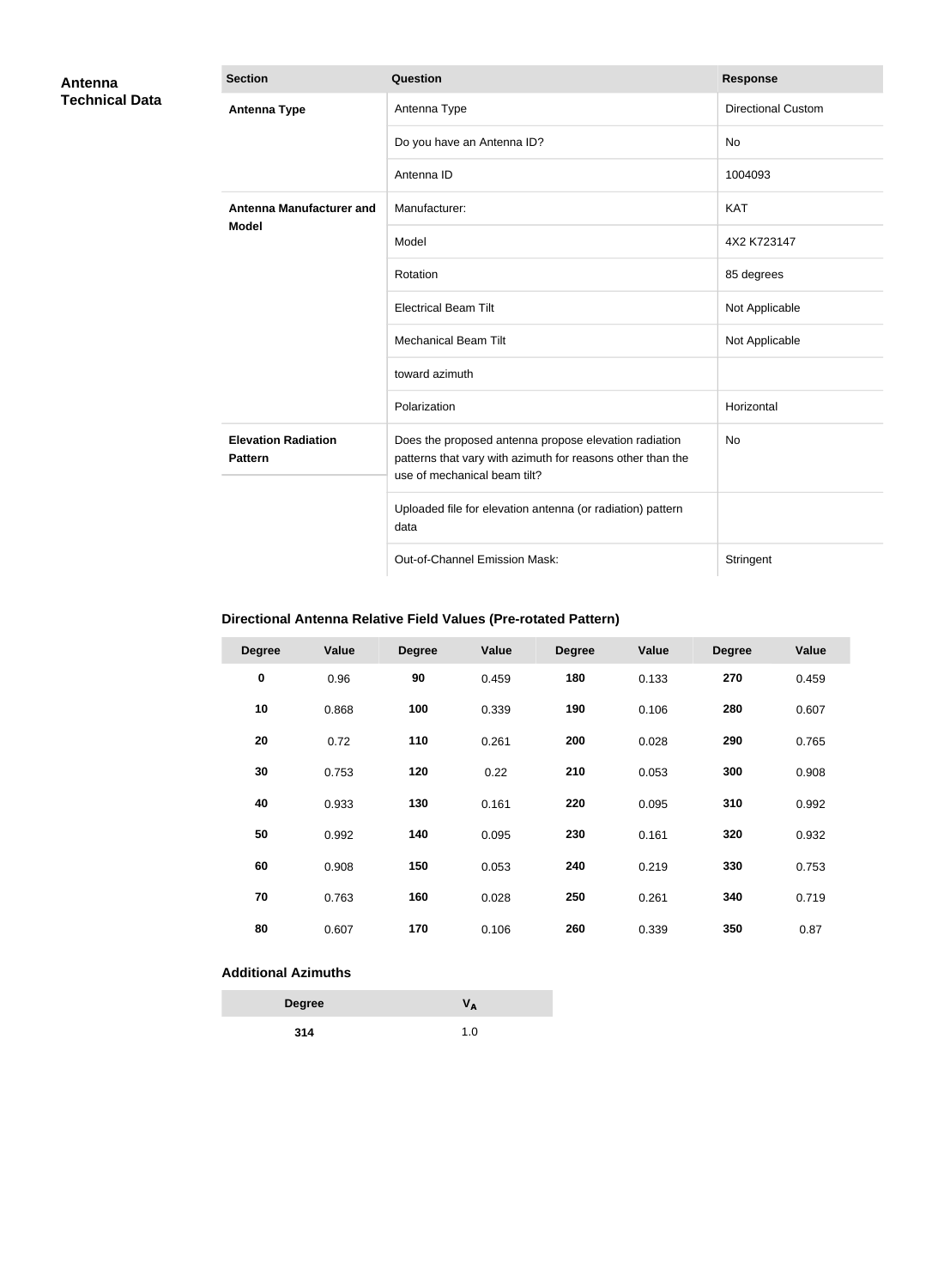## Antenna Technical Data

| Section | Question | Response |
|---|---|---|
| **Antenna Type** | Antenna Type | Directional Custom |
| | Do you have an Antenna ID? | No |
| | Antenna ID | 1004093 |
| **Antenna Manufacturer and Model** | Manufacturer: | KAT |
| | Model | 4X2 K723147 |
| | Rotation | 85 degrees |
| | Electrical Beam Tilt | Not Applicable |
| | Mechanical Beam Tilt | Not Applicable |
| | toward azimuth | |
| | Polarization | Horizontal |
| **Elevation Radiation Pattern** | Does the proposed antenna propose elevation radiation patterns that vary with azimuth for reasons other than the use of mechanical beam tilt? | No |
| | Uploaded file for elevation antenna (or radiation) pattern data | |
| | Out-of-Channel Emission Mask: | Stringent |

### Directional Antenna Relative Field Values (Pre-rotated Pattern)

| Degree | Value | Degree | Value | Degree | Value | Degree | Value |
|---|---|---|---|---|---|---|---|
| **0** | 0.96 | **90** | 0.459 | **180** | 0.133 | **270** | 0.459 |
| **10** | 0.868 | **100** | 0.339 | **190** | 0.106 | **280** | 0.607 |
| **20** | 0.72 | **110** | 0.261 | **200** | 0.028 | **290** | 0.765 |
| **30** | 0.753 | **120** | 0.22 | **210** | 0.053 | **300** | 0.908 |
| **40** | 0.933 | **130** | 0.161 | **220** | 0.095 | **310** | 0.992 |
| **50** | 0.992 | **140** | 0.095 | **230** | 0.161 | **320** | 0.932 |
| **60** | 0.908 | **150** | 0.053 | **240** | 0.219 | **330** | 0.753 |
| **70** | 0.763 | **160** | 0.028 | **250** | 0.261 | **340** | 0.719 |
| **80** | 0.607 | **170** | 0.106 | **260** | 0.339 | **350** | 0.87 |

### Additional Azimuths

| Degree | $V_A$ |
|---|---|
| **314** | 1.0 |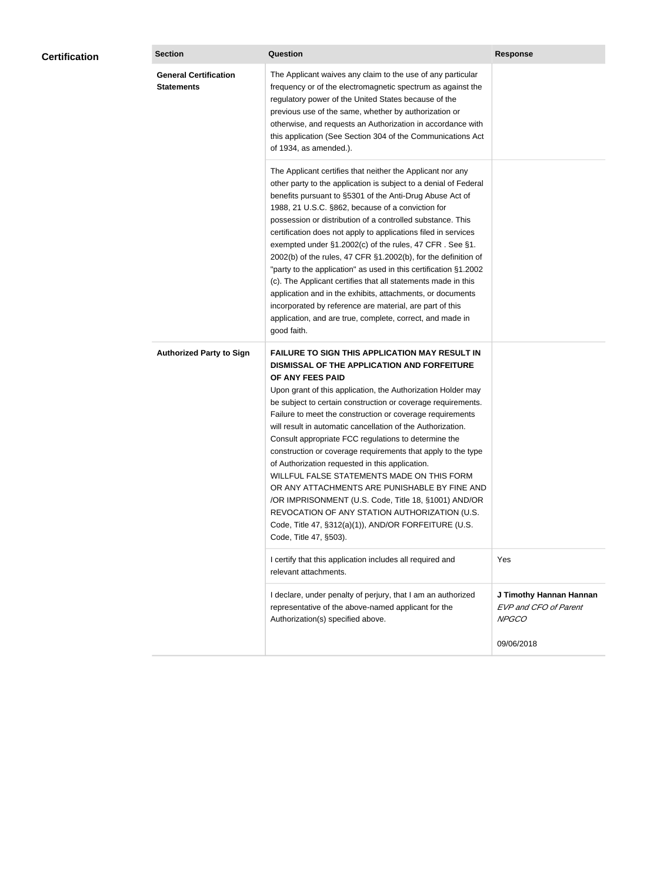## Certification

| Section | Question | Response |
|---|---|---|
| **General Certification Statements** | The Applicant waives any claim to the use of any particular frequency or of the electromagnetic spectrum as against the regulatory power of the United States because of the previous use of the same, whether by authorization or otherwise, and requests an Authorization in accordance with this application (See Section 304 of the Communications Act of 1934, as amended.). | |
| | The Applicant certifies that neither the Applicant nor any other party to the application is subject to a denial of Federal benefits pursuant to §5301 of the Anti-Drug Abuse Act of 1988, 21 U.S.C. §862, because of a conviction for possession or distribution of a controlled substance. This certification does not apply to applications filed in services exempted under §1.2002(c) of the rules, 47 CFR . See §1. 2002(b) of the rules, 47 CFR §1.2002(b), for the definition of "party to the application" as used in this certification §1.2002 (c). The Applicant certifies that all statements made in this application and in the exhibits, attachments, or documents incorporated by reference are material, are part of this application, and are true, complete, correct, and made in good faith. | |
| **Authorized Party to Sign** | **FAILURE TO SIGN THIS APPLICATION MAY RESULT IN DISMISSAL OF THE APPLICATION AND FORFEITURE OF ANY FEES PAID** Upon grant of this application, the Authorization Holder may be subject to certain construction or coverage requirements. Failure to meet the construction or coverage requirements will result in automatic cancellation of the Authorization. Consult appropriate FCC regulations to determine the construction or coverage requirements that apply to the type of Authorization requested in this application. WILLFUL FALSE STATEMENTS MADE ON THIS FORM OR ANY ATTACHMENTS ARE PUNISHABLE BY FINE AND /OR IMPRISONMENT (U.S. Code, Title 18, §1001) AND/OR REVOCATION OF ANY STATION AUTHORIZATION (U.S. Code, Title 47, §312(a)(1)), AND/OR FORFEITURE (U.S. Code, Title 47, §503). | |
| | I certify that this application includes all required and relevant attachments. | Yes |
| | I declare, under penalty of perjury, that I am an authorized representative of the above-named applicant for the Authorization(s) specified above. | **J Timothy Hannan Hannan** *EVP and CFO of Parent NPGCO* 09/06/2018 |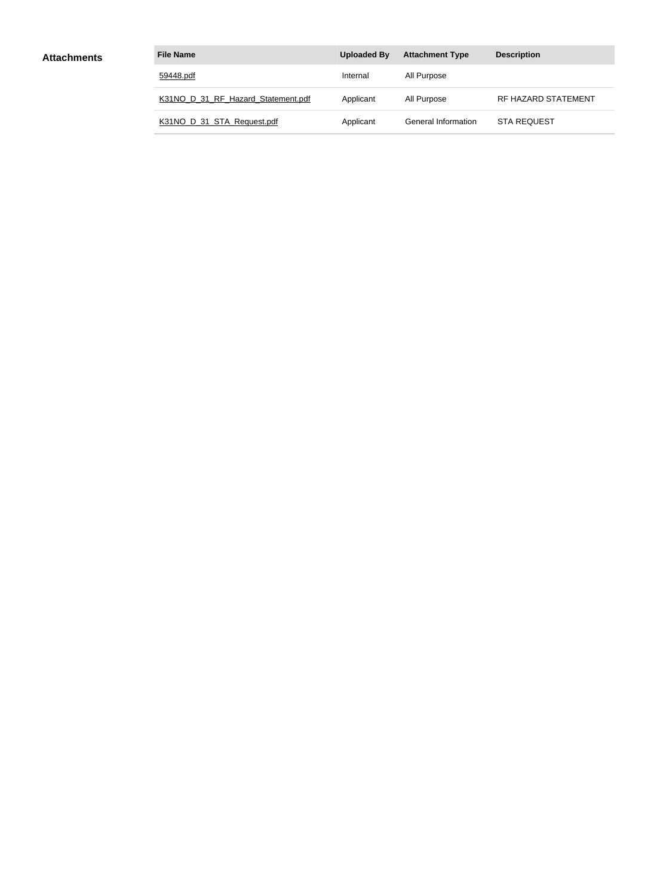**Attachments**

| File Name | Uploaded By | Attachment Type | Description |
| --- | --- | --- | --- |
| 59448.pdf | Internal | All Purpose | |
| K31NO_D_31_RF_Hazard_Statement.pdf | Applicant | All Purpose | RF HAZARD STATEMENT |
| K31NO_D_31_STA_Request.pdf | Applicant | General Information | STA REQUEST |